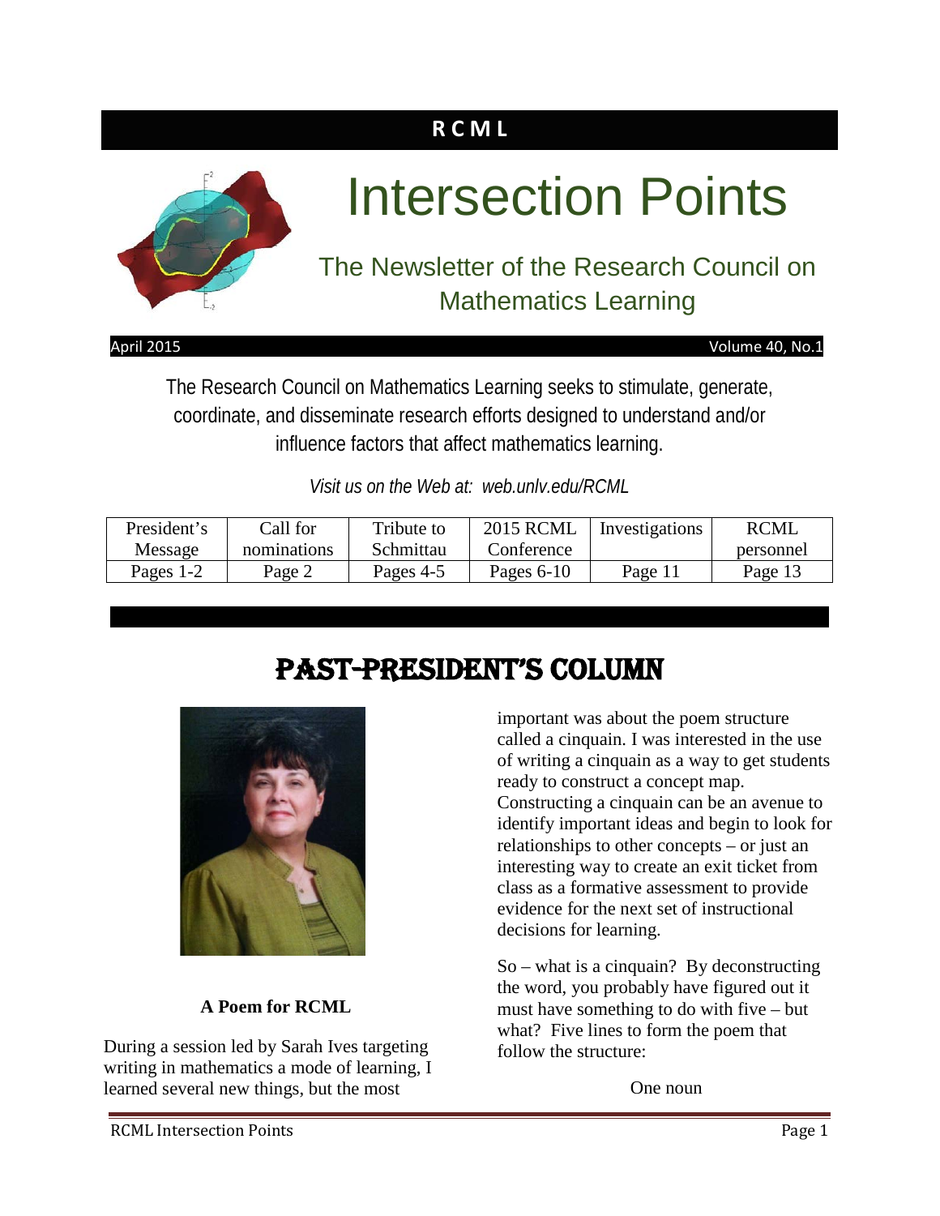**R C M L**

# Intersection Points

## The Newsletter of the Research Council on Mathematics Learning

April 2015 Volume 40, No.1

The Research Council on Mathematics Learning seeks to stimulate, generate, coordinate, and disseminate research efforts designed to understand and/or influence factors that affect mathematics learning.

*Visit us on the Web at: web.unlv.edu/RCML*

| President's Message | Call for nominations | Tribute to Schmittau | 2015 RCML Conference | Investigations | RCML personnel |
|---|---|---|---|---|---|
| Pages 1-2 | Page 2 | Pages 4-5 | Pages 6-10 | Page 11 | Page 13 |

# PAST-PRESIDENT'S COLUMN

**A Poem for RCML**

During a session led by Sarah Ives targeting writing in mathematics a mode of learning, I learned several new things, but the most important was about the poem structure called a cinquain. I was interested in the use of writing a cinquain as a way to get students ready to construct a concept map. Constructing a cinquain can be an avenue to identify important ideas and begin to look for relationships to other concepts – or just an interesting way to create an exit ticket from class as a formative assessment to provide evidence for the next set of instructional decisions for learning.

So – what is a cinquain? By deconstructing the word, you probably have figured out it must have something to do with five – but what? Five lines to form the poem that follow the structure:

One noun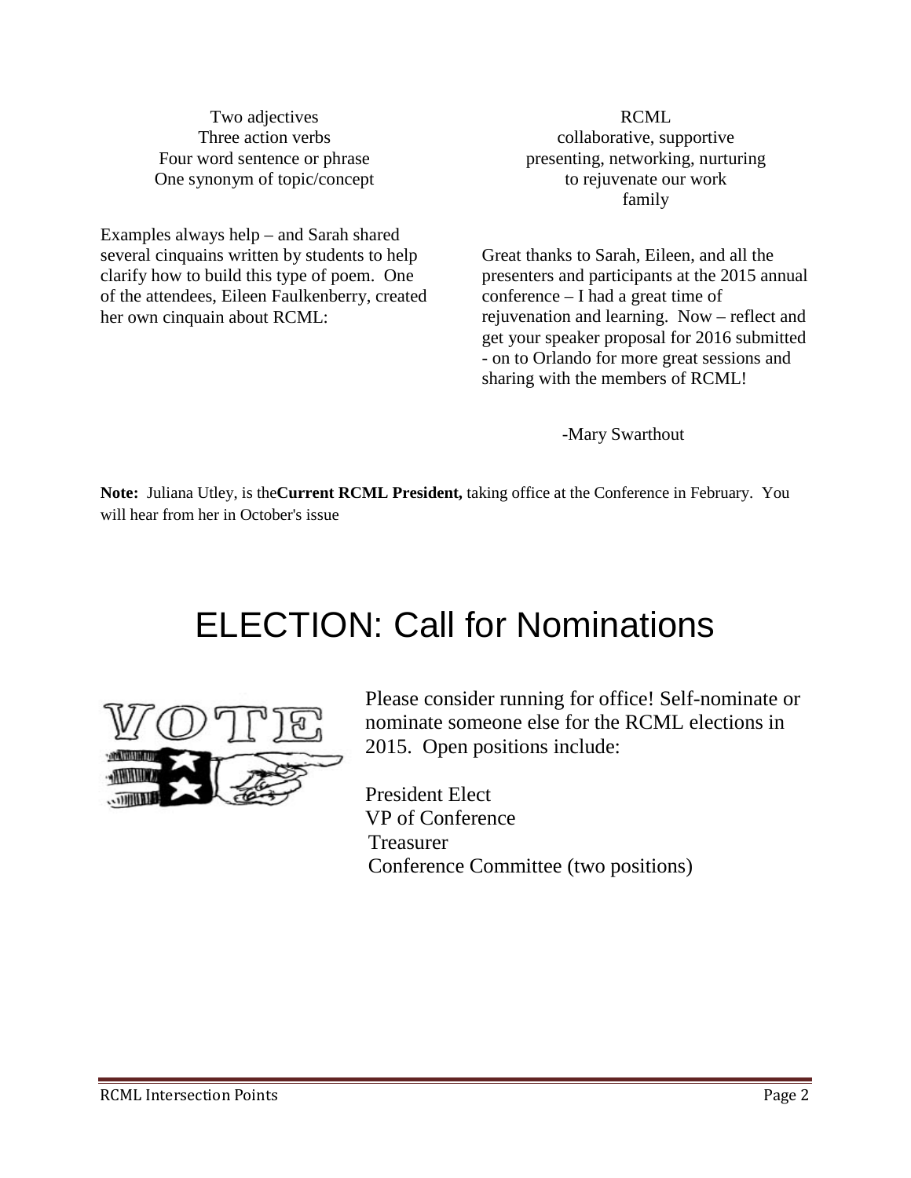Two adjectives  
Three action verbs  
Four word sentence or phrase  
One synonym of topic/concept

Examples always help – and Sarah shared several cinquains written by students to help clarify how to build this type of poem. One of the attendees, Eileen Faulkenberry, created her own cinquain about RCML:

RCML  
collaborative, supportive  
presenting, networking, nurturing  
to rejuvenate our work  
family

Great thanks to Sarah, Eileen, and all the presenters and participants at the 2015 annual conference – I had a great time of rejuvenation and learning. Now – reflect and get your speaker proposal for 2016 submitted - on to Orlando for more great sessions and sharing with the members of RCML!

-Mary Swarthout

**Note:** Juliana Utley, is the**Current RCML President,** taking office at the Conference in February. You will hear from her in October's issue

# ELECTION: Call for Nominations

Please consider running for office! Self-nominate or nominate someone else for the RCML elections in 2015. Open positions include:

President Elect  
VP of Conference  
Treasurer  
Conference Committee (two positions)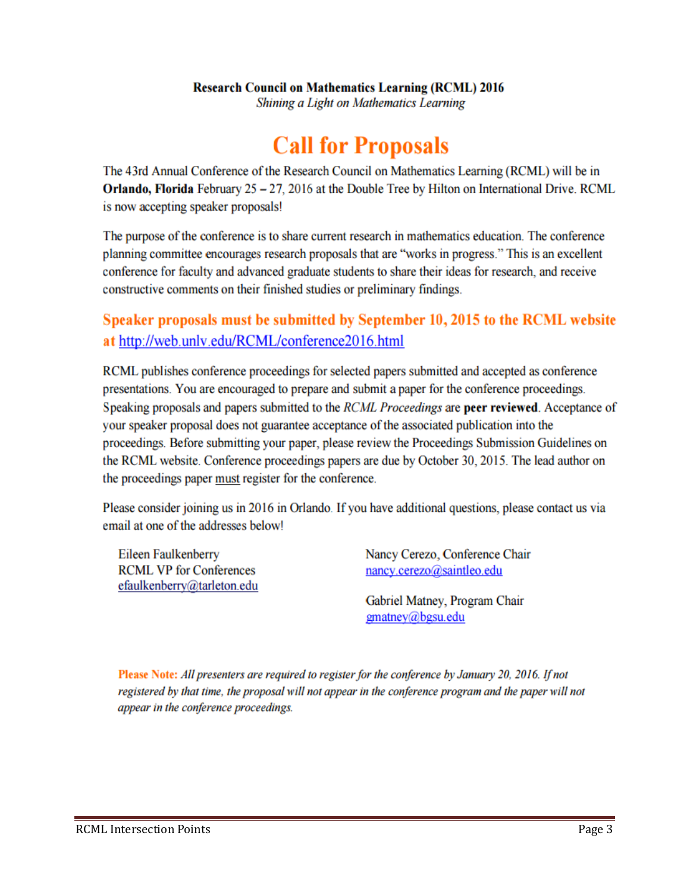**Research Council on Mathematics Learning (RCML) 2016**
*Shining a Light on Mathematics Learning*

# Call for Proposals

The 43rd Annual Conference of the Research Council on Mathematics Learning (RCML) will be in **Orlando, Florida** February 25 – 27, 2016 at the Double Tree by Hilton on International Drive. RCML is now accepting speaker proposals!

The purpose of the conference is to share current research in mathematics education. The conference planning committee encourages research proposals that are "works in progress." This is an excellent conference for faculty and advanced graduate students to share their ideas for research, and receive constructive comments on their finished studies or preliminary findings.

**Speaker proposals must be submitted by September 10, 2015 to the RCML website at http://web.unlv.edu/RCML/conference2016.html**

RCML publishes conference proceedings for selected papers submitted and accepted as conference presentations. You are encouraged to prepare and submit a paper for the conference proceedings. Speaking proposals and papers submitted to the *RCML Proceedings* are **peer reviewed**. Acceptance of your speaker proposal does not guarantee acceptance of the associated publication into the proceedings. Before submitting your paper, please review the Proceedings Submission Guidelines on the RCML website. Conference proceedings papers are due by October 30, 2015. The lead author on the proceedings paper must register for the conference.

Please consider joining us in 2016 in Orlando. If you have additional questions, please contact us via email at one of the addresses below!

Eileen Faulkenberry
RCML VP for Conferences
efaulkenberry@tarleton.edu

Nancy Cerezo, Conference Chair
nancy.cerezo@saintleo.edu

Gabriel Matney, Program Chair
gmatney@bgsu.edu

**Please Note:** *All presenters are required to register for the conference by January 20, 2016. If not registered by that time, the proposal will not appear in the conference program and the paper will not appear in the conference proceedings.*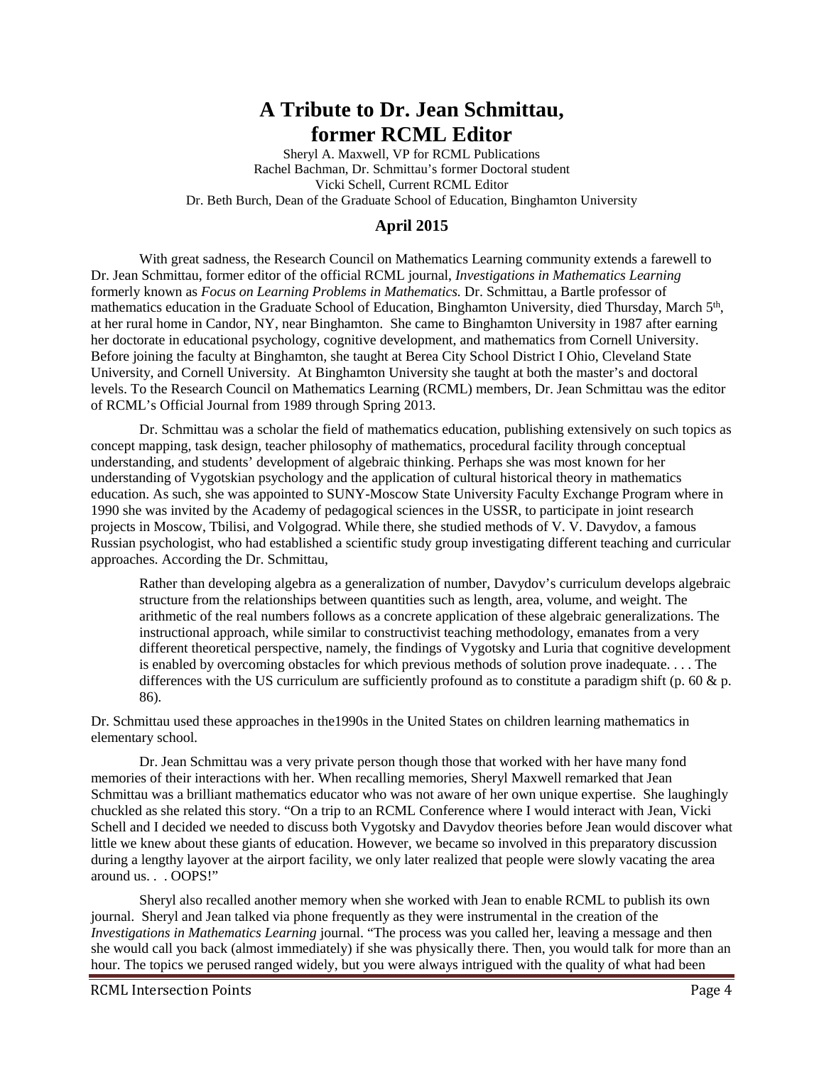# A Tribute to Dr. Jean Schmittau, former RCML Editor

Sheryl A. Maxwell, VP for RCML Publications
Rachel Bachman, Dr. Schmittau's former Doctoral student
Vicki Schell, Current RCML Editor
Dr. Beth Burch, Dean of the Graduate School of Education, Binghamton University

### April 2015

With great sadness, the Research Council on Mathematics Learning community extends a farewell to Dr. Jean Schmittau, former editor of the official RCML journal, *Investigations in Mathematics Learning* formerly known as *Focus on Learning Problems in Mathematics.* Dr. Schmittau, a Bartle professor of mathematics education in the Graduate School of Education, Binghamton University, died Thursday, March 5th, at her rural home in Candor, NY, near Binghamton. She came to Binghamton University in 1987 after earning her doctorate in educational psychology, cognitive development, and mathematics from Cornell University. Before joining the faculty at Binghamton, she taught at Berea City School District I Ohio, Cleveland State University, and Cornell University. At Binghamton University she taught at both the master's and doctoral levels. To the Research Council on Mathematics Learning (RCML) members, Dr. Jean Schmittau was the editor of RCML's Official Journal from 1989 through Spring 2013.

Dr. Schmittau was a scholar the field of mathematics education, publishing extensively on such topics as concept mapping, task design, teacher philosophy of mathematics, procedural facility through conceptual understanding, and students' development of algebraic thinking. Perhaps she was most known for her understanding of Vygotskian psychology and the application of cultural historical theory in mathematics education. As such, she was appointed to SUNY-Moscow State University Faculty Exchange Program where in 1990 she was invited by the Academy of pedagogical sciences in the USSR, to participate in joint research projects in Moscow, Tbilisi, and Volgograd. While there, she studied methods of V. V. Davydov, a famous Russian psychologist, who had established a scientific study group investigating different teaching and curricular approaches. According the Dr. Schmittau,

> Rather than developing algebra as a generalization of number, Davydov's curriculum develops algebraic structure from the relationships between quantities such as length, area, volume, and weight. The arithmetic of the real numbers follows as a concrete application of these algebraic generalizations. The instructional approach, while similar to constructivist teaching methodology, emanates from a very different theoretical perspective, namely, the findings of Vygotsky and Luria that cognitive development is enabled by overcoming obstacles for which previous methods of solution prove inadequate. . . . The differences with the US curriculum are sufficiently profound as to constitute a paradigm shift (p. 60 & p. 86).

Dr. Schmittau used these approaches in the1990s in the United States on children learning mathematics in elementary school.

Dr. Jean Schmittau was a very private person though those that worked with her have many fond memories of their interactions with her. When recalling memories, Sheryl Maxwell remarked that Jean Schmittau was a brilliant mathematics educator who was not aware of her own unique expertise. She laughingly chuckled as she related this story. "On a trip to an RCML Conference where I would interact with Jean, Vicki Schell and I decided we needed to discuss both Vygotsky and Davydov theories before Jean would discover what little we knew about these giants of education. However, we became so involved in this preparatory discussion during a lengthy layover at the airport facility, we only later realized that people were slowly vacating the area around us. . . OOPS!"

Sheryl also recalled another memory when she worked with Jean to enable RCML to publish its own journal. Sheryl and Jean talked via phone frequently as they were instrumental in the creation of the *Investigations in Mathematics Learning* journal. "The process was you called her, leaving a message and then she would call you back (almost immediately) if she was physically there. Then, you would talk for more than an hour. The topics we perused ranged widely, but you were always intrigued with the quality of what had been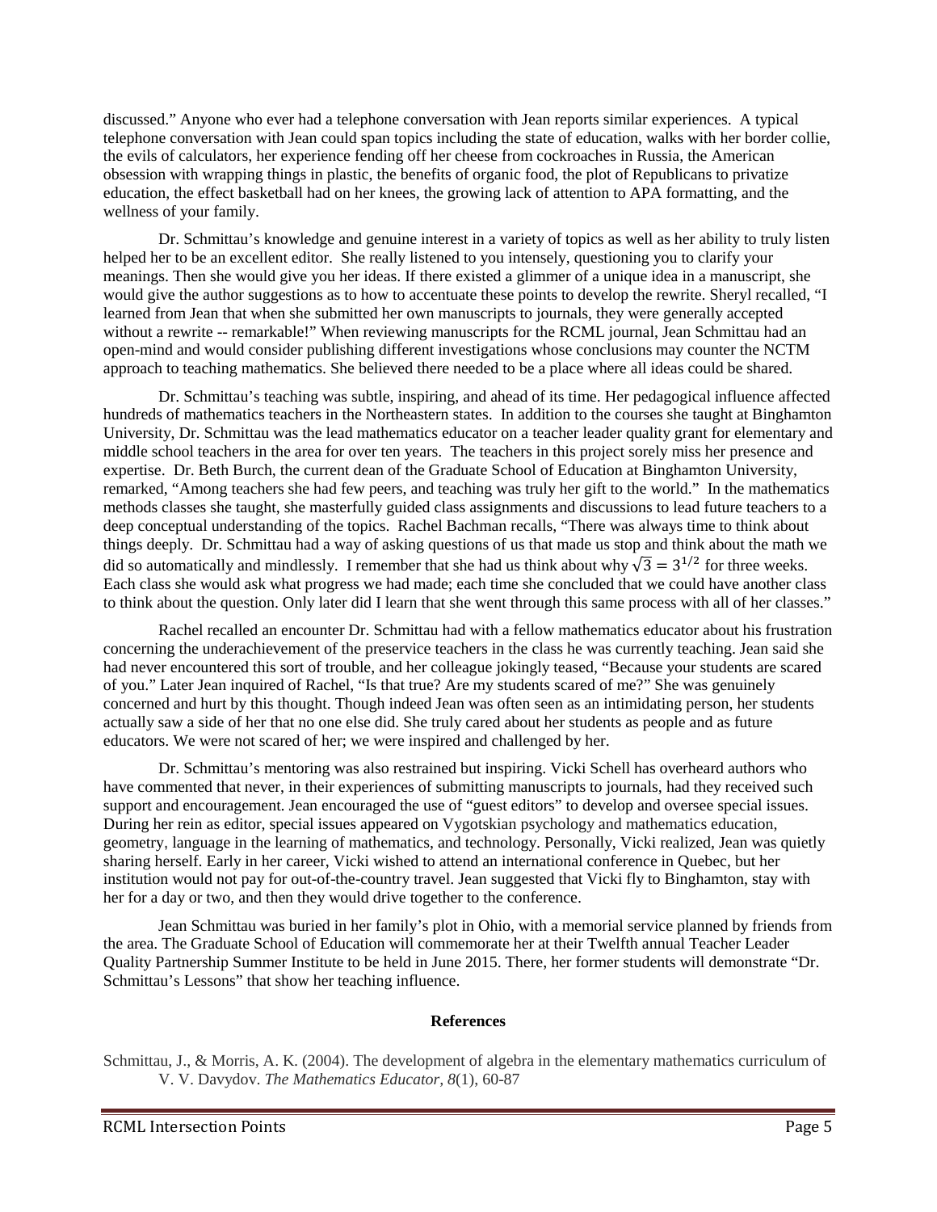discussed." Anyone who ever had a telephone conversation with Jean reports similar experiences. A typical telephone conversation with Jean could span topics including the state of education, walks with her border collie, the evils of calculators, her experience fending off her cheese from cockroaches in Russia, the American obsession with wrapping things in plastic, the benefits of organic food, the plot of Republicans to privatize education, the effect basketball had on her knees, the growing lack of attention to APA formatting, and the wellness of your family.

Dr. Schmittau's knowledge and genuine interest in a variety of topics as well as her ability to truly listen helped her to be an excellent editor. She really listened to you intensely, questioning you to clarify your meanings. Then she would give you her ideas. If there existed a glimmer of a unique idea in a manuscript, she would give the author suggestions as to how to accentuate these points to develop the rewrite. Sheryl recalled, "I learned from Jean that when she submitted her own manuscripts to journals, they were generally accepted without a rewrite -- remarkable!" When reviewing manuscripts for the RCML journal, Jean Schmittau had an open-mind and would consider publishing different investigations whose conclusions may counter the NCTM approach to teaching mathematics. She believed there needed to be a place where all ideas could be shared.

Dr. Schmittau's teaching was subtle, inspiring, and ahead of its time. Her pedagogical influence affected hundreds of mathematics teachers in the Northeastern states. In addition to the courses she taught at Binghamton University, Dr. Schmittau was the lead mathematics educator on a teacher leader quality grant for elementary and middle school teachers in the area for over ten years. The teachers in this project sorely miss her presence and expertise. Dr. Beth Burch, the current dean of the Graduate School of Education at Binghamton University, remarked, "Among teachers she had few peers, and teaching was truly her gift to the world." In the mathematics methods classes she taught, she masterfully guided class assignments and discussions to lead future teachers to a deep conceptual understanding of the topics. Rachel Bachman recalls, "There was always time to think about things deeply. Dr. Schmittau had a way of asking questions of us that made us stop and think about the math we did so automatically and mindlessly. I remember that she had us think about why $\sqrt{3} = 3^{1/2}$ for three weeks. Each class she would ask what progress we had made; each time she concluded that we could have another class to think about the question. Only later did I learn that she went through this same process with all of her classes."

Rachel recalled an encounter Dr. Schmittau had with a fellow mathematics educator about his frustration concerning the underachievement of the preservice teachers in the class he was currently teaching. Jean said she had never encountered this sort of trouble, and her colleague jokingly teased, "Because your students are scared of you." Later Jean inquired of Rachel, "Is that true? Are my students scared of me?" She was genuinely concerned and hurt by this thought. Though indeed Jean was often seen as an intimidating person, her students actually saw a side of her that no one else did. She truly cared about her students as people and as future educators. We were not scared of her; we were inspired and challenged by her.

Dr. Schmittau's mentoring was also restrained but inspiring. Vicki Schell has overheard authors who have commented that never, in their experiences of submitting manuscripts to journals, had they received such support and encouragement. Jean encouraged the use of "guest editors" to develop and oversee special issues. During her rein as editor, special issues appeared on Vygotskian psychology and mathematics education, geometry, language in the learning of mathematics, and technology. Personally, Vicki realized, Jean was quietly sharing herself. Early in her career, Vicki wished to attend an international conference in Quebec, but her institution would not pay for out-of-the-country travel. Jean suggested that Vicki fly to Binghamton, stay with her for a day or two, and then they would drive together to the conference.

Jean Schmittau was buried in her family's plot in Ohio, with a memorial service planned by friends from the area. The Graduate School of Education will commemorate her at their Twelfth annual Teacher Leader Quality Partnership Summer Institute to be held in June 2015. There, her former students will demonstrate "Dr. Schmittau's Lessons" that show her teaching influence.

**References**

Schmittau, J., & Morris, A. K. (2004). The development of algebra in the elementary mathematics curriculum of V. V. Davydov. *The Mathematics Educator, 8*(1), 60-87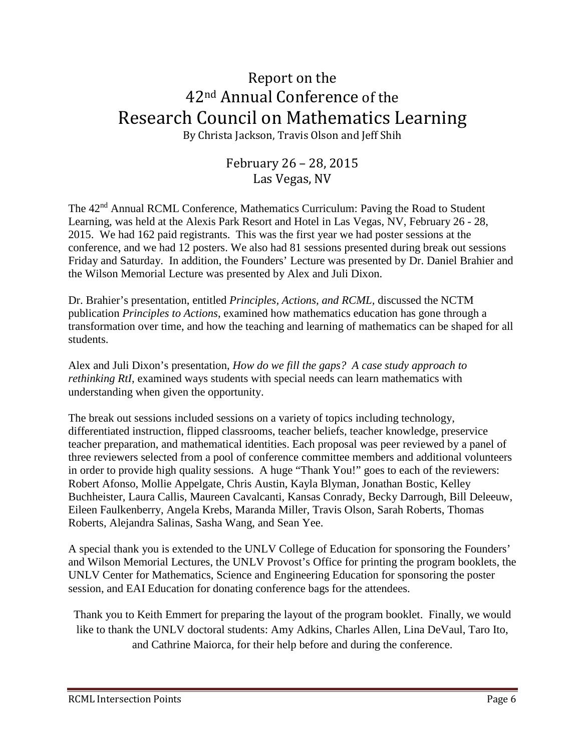# Report on the 42nd Annual Conference of the Research Council on Mathematics Learning

By Christa Jackson, Travis Olson and Jeff Shih

February 26 – 28, 2015
Las Vegas, NV

The 42nd Annual RCML Conference, Mathematics Curriculum: Paving the Road to Student Learning, was held at the Alexis Park Resort and Hotel in Las Vegas, NV, February 26 - 28, 2015. We had 162 paid registrants. This was the first year we had poster sessions at the conference, and we had 12 posters. We also had 81 sessions presented during break out sessions Friday and Saturday. In addition, the Founders' Lecture was presented by Dr. Daniel Brahier and the Wilson Memorial Lecture was presented by Alex and Juli Dixon.

Dr. Brahier's presentation, entitled *Principles, Actions, and RCML*, discussed the NCTM publication *Principles to Actions*, examined how mathematics education has gone through a transformation over time, and how the teaching and learning of mathematics can be shaped for all students.

Alex and Juli Dixon's presentation, *How do we fill the gaps? A case study approach to rethinking RtI*, examined ways students with special needs can learn mathematics with understanding when given the opportunity.

The break out sessions included sessions on a variety of topics including technology, differentiated instruction, flipped classrooms, teacher beliefs, teacher knowledge, preservice teacher preparation, and mathematical identities. Each proposal was peer reviewed by a panel of three reviewers selected from a pool of conference committee members and additional volunteers in order to provide high quality sessions. A huge "Thank You!" goes to each of the reviewers: Robert Afonso, Mollie Appelgate, Chris Austin, Kayla Blyman, Jonathan Bostic, Kelley Buchheister, Laura Callis, Maureen Cavalcanti, Kansas Conrady, Becky Darrough, Bill Deleeuw, Eileen Faulkenberry, Angela Krebs, Maranda Miller, Travis Olson, Sarah Roberts, Thomas Roberts, Alejandra Salinas, Sasha Wang, and Sean Yee.

A special thank you is extended to the UNLV College of Education for sponsoring the Founders' and Wilson Memorial Lectures, the UNLV Provost's Office for printing the program booklets, the UNLV Center for Mathematics, Science and Engineering Education for sponsoring the poster session, and EAI Education for donating conference bags for the attendees.

Thank you to Keith Emmert for preparing the layout of the program booklet. Finally, we would like to thank the UNLV doctoral students: Amy Adkins, Charles Allen, Lina DeVaul, Taro Ito, and Cathrine Maiorca, for their help before and during the conference.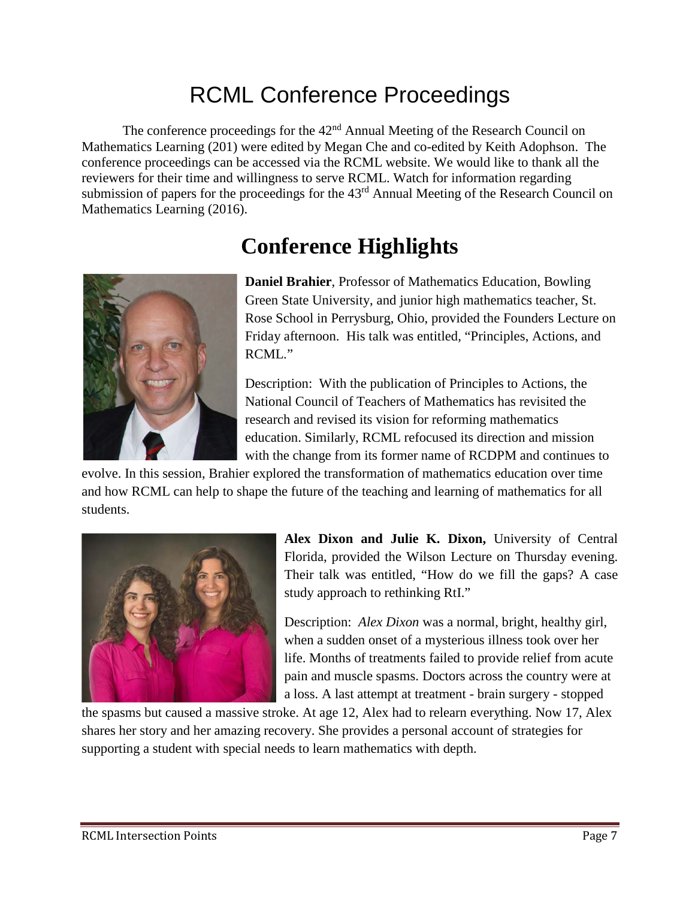# RCML Conference Proceedings

The conference proceedings for the 42nd Annual Meeting of the Research Council on Mathematics Learning (201) were edited by Megan Che and co-edited by Keith Adophson. The conference proceedings can be accessed via the RCML website. We would like to thank all the reviewers for their time and willingness to serve RCML. Watch for information regarding submission of papers for the proceedings for the 43rd Annual Meeting of the Research Council on Mathematics Learning (2016).

# Conference Highlights

**Daniel Brahier**, Professor of Mathematics Education, Bowling Green State University, and junior high mathematics teacher, St. Rose School in Perrysburg, Ohio, provided the Founders Lecture on Friday afternoon. His talk was entitled, "Principles, Actions, and RCML."

Description: With the publication of Principles to Actions, the National Council of Teachers of Mathematics has revisited the research and revised its vision for reforming mathematics education. Similarly, RCML refocused its direction and mission with the change from its former name of RCDPM and continues to evolve. In this session, Brahier explored the transformation of mathematics education over time and how RCML can help to shape the future of the teaching and learning of mathematics for all students.

**Alex Dixon and Julie K. Dixon,** University of Central Florida, provided the Wilson Lecture on Thursday evening. Their talk was entitled, "How do we fill the gaps? A case study approach to rethinking RtI."

Description: *Alex Dixon* was a normal, bright, healthy girl, when a sudden onset of a mysterious illness took over her life. Months of treatments failed to provide relief from acute pain and muscle spasms. Doctors across the country were at a loss. A last attempt at treatment - brain surgery - stopped the spasms but caused a massive stroke. At age 12, Alex had to relearn everything. Now 17, Alex shares her story and her amazing recovery. She provides a personal account of strategies for supporting a student with special needs to learn mathematics with depth.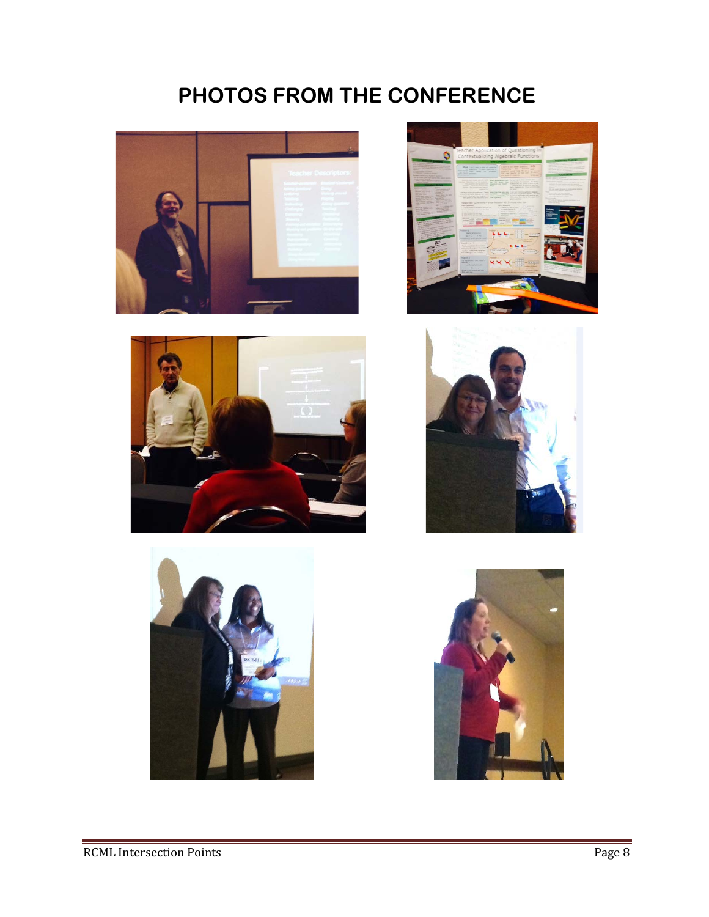# PHOTOS FROM THE CONFERENCE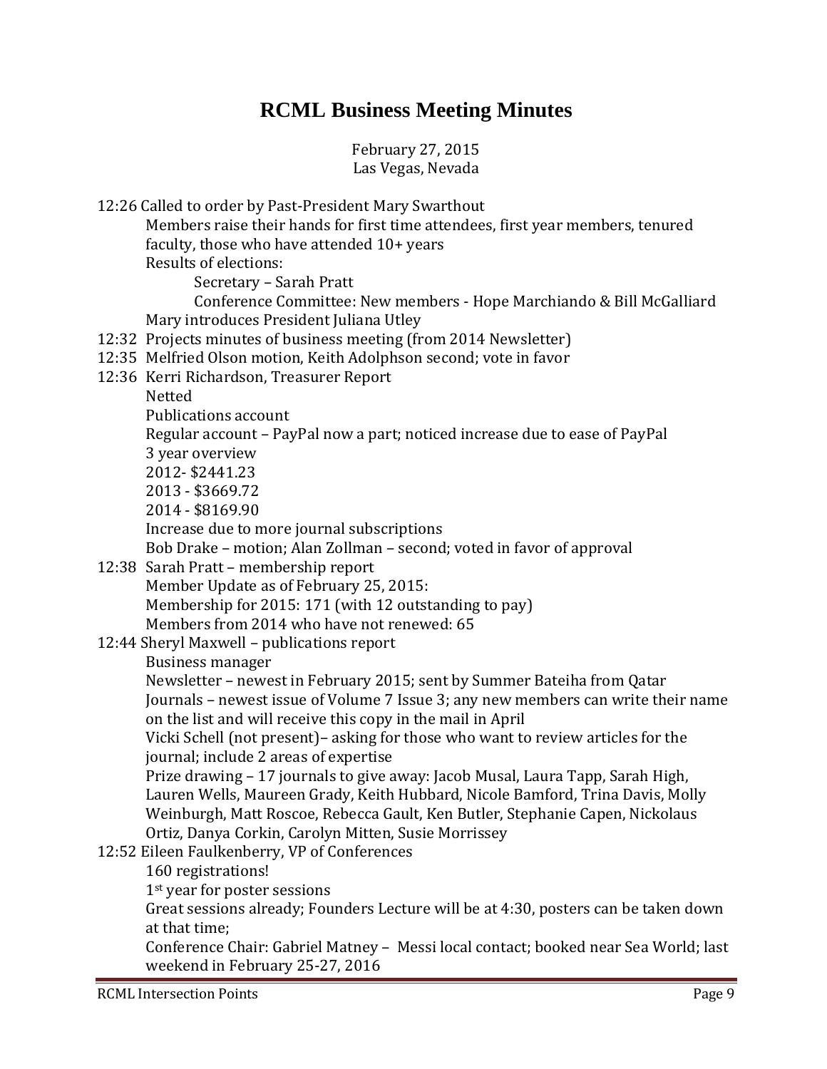# RCML Business Meeting Minutes

February 27, 2015
Las Vegas, Nevada

12:26 Called to order by Past-President Mary Swarthout
- Members raise their hands for first time attendees, first year members, tenured faculty, those who have attended 10+ years
- Results of elections:
  - Secretary – Sarah Pratt
  - Conference Committee: New members - Hope Marchiando & Bill McGalliard
- Mary introduces President Juliana Utley

12:32 Projects minutes of business meeting (from 2014 Newsletter)

12:35 Melfried Olson motion, Keith Adolphson second; vote in favor

12:36 Kerri Richardson, Treasurer Report
- Netted
- Publications account
- Regular account – PayPal now a part; noticed increase due to ease of PayPal
- 3 year overview
- 2012- $2441.23
- 2013 - $3669.72
- 2014 - $8169.90
- Increase due to more journal subscriptions
- Bob Drake – motion; Alan Zollman – second; voted in favor of approval

12:38 Sarah Pratt – membership report
- Member Update as of February 25, 2015:
- Membership for 2015: 171 (with 12 outstanding to pay)
- Members from 2014 who have not renewed: 65

12:44 Sheryl Maxwell – publications report
- Business manager
- Newsletter – newest in February 2015; sent by Summer Bateiha from Qatar
- Journals – newest issue of Volume 7 Issue 3; any new members can write their name on the list and will receive this copy in the mail in April
- Vicki Schell (not present)– asking for those who want to review articles for the journal; include 2 areas of expertise
- Prize drawing – 17 journals to give away: Jacob Musal, Laura Tapp, Sarah High, Lauren Wells, Maureen Grady, Keith Hubbard, Nicole Bamford, Trina Davis, Molly Weinburgh, Matt Roscoe, Rebecca Gault, Ken Butler, Stephanie Capen, Nickolaus Ortiz, Danya Corkin, Carolyn Mitten, Susie Morrissey

12:52 Eileen Faulkenberry, VP of Conferences
- 160 registrations!
- 1st year for poster sessions
- Great sessions already; Founders Lecture will be at 4:30, posters can be taken down at that time;
- Conference Chair: Gabriel Matney – Messi local contact; booked near Sea World; last weekend in February 25-27, 2016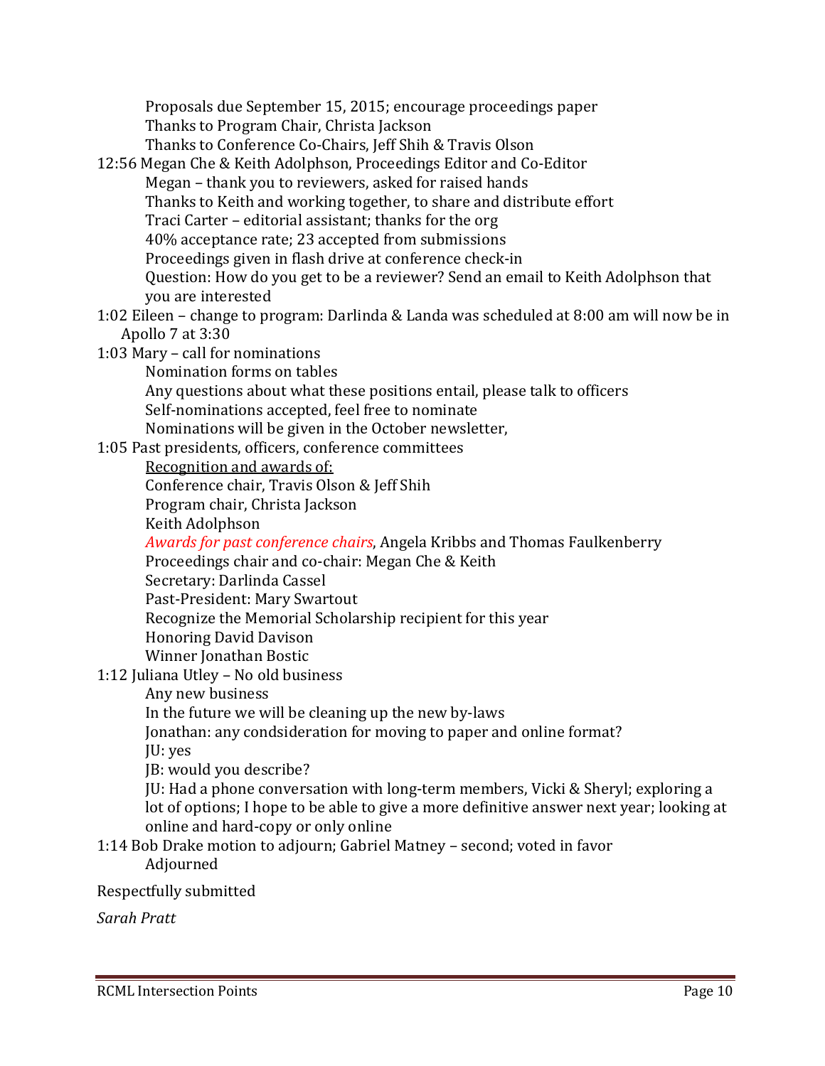Proposals due September 15, 2015; encourage proceedings paper
Thanks to Program Chair, Christa Jackson
Thanks to Conference Co-Chairs, Jeff Shih & Travis Olson

12:56 Megan Che & Keith Adolphson, Proceedings Editor and Co-Editor
Megan – thank you to reviewers, asked for raised hands
Thanks to Keith and working together, to share and distribute effort
Traci Carter – editorial assistant; thanks for the org
40% acceptance rate; 23 accepted from submissions
Proceedings given in flash drive at conference check-in
Question: How do you get to be a reviewer? Send an email to Keith Adolphson that you are interested

1:02 Eileen – change to program: Darlinda & Landa was scheduled at 8:00 am will now be in Apollo 7 at 3:30

1:03 Mary – call for nominations
Nomination forms on tables
Any questions about what these positions entail, please talk to officers
Self-nominations accepted, feel free to nominate
Nominations will be given in the October newsletter,

1:05 Past presidents, officers, conference committees
Recognition and awards of:
Conference chair, Travis Olson & Jeff Shih
Program chair, Christa Jackson
Keith Adolphson
*Awards for past conference chairs*, Angela Kribbs and Thomas Faulkenberry
Proceedings chair and co-chair: Megan Che & Keith
Secretary: Darlinda Cassel
Past-President: Mary Swartout
Recognize the Memorial Scholarship recipient for this year
Honoring David Davison
Winner Jonathan Bostic

1:12 Juliana Utley – No old business
Any new business
In the future we will be cleaning up the new by-laws
Jonathan: any condsideration for moving to paper and online format?
JU: yes
JB: would you describe?
JU: Had a phone conversation with long-term members, Vicki & Sheryl; exploring a lot of options; I hope to be able to give a more definitive answer next year; looking at online and hard-copy or only online

1:14 Bob Drake motion to adjourn; Gabriel Matney – second; voted in favor
Adjourned

Respectfully submitted

*Sarah Pratt*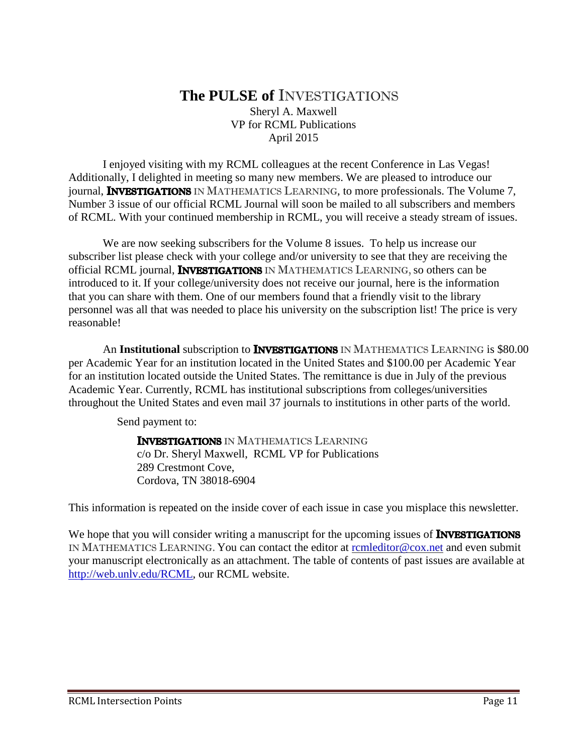# The PULSE of INVESTIGATIONS

Sheryl A. Maxwell
VP for RCML Publications
April 2015

I enjoyed visiting with my RCML colleagues at the recent Conference in Las Vegas! Additionally, I delighted in meeting so many new members. We are pleased to introduce our journal, **INVESTIGATIONS** IN MATHEMATICS LEARNING, to more professionals. The Volume 7, Number 3 issue of our official RCML Journal will soon be mailed to all subscribers and members of RCML. With your continued membership in RCML, you will receive a steady stream of issues.

We are now seeking subscribers for the Volume 8 issues. To help us increase our subscriber list please check with your college and/or university to see that they are receiving the official RCML journal, **INVESTIGATIONS** IN MATHEMATICS LEARNING, so others can be introduced to it. If your college/university does not receive our journal, here is the information that you can share with them. One of our members found that a friendly visit to the library personnel was all that was needed to place his university on the subscription list! The price is very reasonable!

An **Institutional** subscription to **INVESTIGATIONS** IN MATHEMATICS LEARNING is $80.00 per Academic Year for an institution located in the United States and $100.00 per Academic Year for an institution located outside the United States. The remittance is due in July of the previous Academic Year. Currently, RCML has institutional subscriptions from colleges/universities throughout the United States and even mail 37 journals to institutions in other parts of the world.

Send payment to:

**INVESTIGATIONS** IN MATHEMATICS LEARNING
c/o Dr. Sheryl Maxwell, RCML VP for Publications
289 Crestmont Cove,
Cordova, TN 38018-6904

This information is repeated on the inside cover of each issue in case you misplace this newsletter.

We hope that you will consider writing a manuscript for the upcoming issues of **INVESTIGATIONS** IN MATHEMATICS LEARNING. You can contact the editor at rcmleditor@cox.net and even submit your manuscript electronically as an attachment. The table of contents of past issues are available at http://web.unlv.edu/RCML, our RCML website.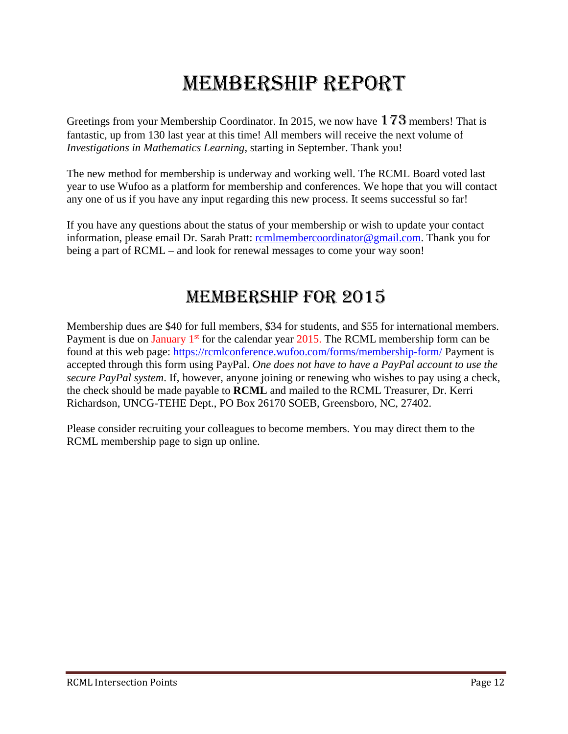# Membership Report

Greetings from your Membership Coordinator. In 2015, we now have **173** members! That is fantastic, up from 130 last year at this time! All members will receive the next volume of *Investigations in Mathematics Learning*, starting in September. Thank you!

The new method for membership is underway and working well. The RCML Board voted last year to use Wufoo as a platform for membership and conferences. We hope that you will contact any one of us if you have any input regarding this new process. It seems successful so far!

If you have any questions about the status of your membership or wish to update your contact information, please email Dr. Sarah Pratt: rcmlmembercoordinator@gmail.com. Thank you for being a part of RCML – and look for renewal messages to come your way soon!

# Membership for 2015

Membership dues are $40 for full members, $34 for students, and $55 for international members. Payment is due on January 1st for the calendar year 2015. The RCML membership form can be found at this web page: https://rcmlconference.wufoo.com/forms/membership-form/ Payment is accepted through this form using PayPal. *One does not have to have a PayPal account to use the secure PayPal system*. If, however, anyone joining or renewing who wishes to pay using a check, the check should be made payable to **RCML** and mailed to the RCML Treasurer, Dr. Kerri Richardson, UNCG-TEHE Dept., PO Box 26170 SOEB, Greensboro, NC, 27402.

Please consider recruiting your colleagues to become members. You may direct them to the RCML membership page to sign up online.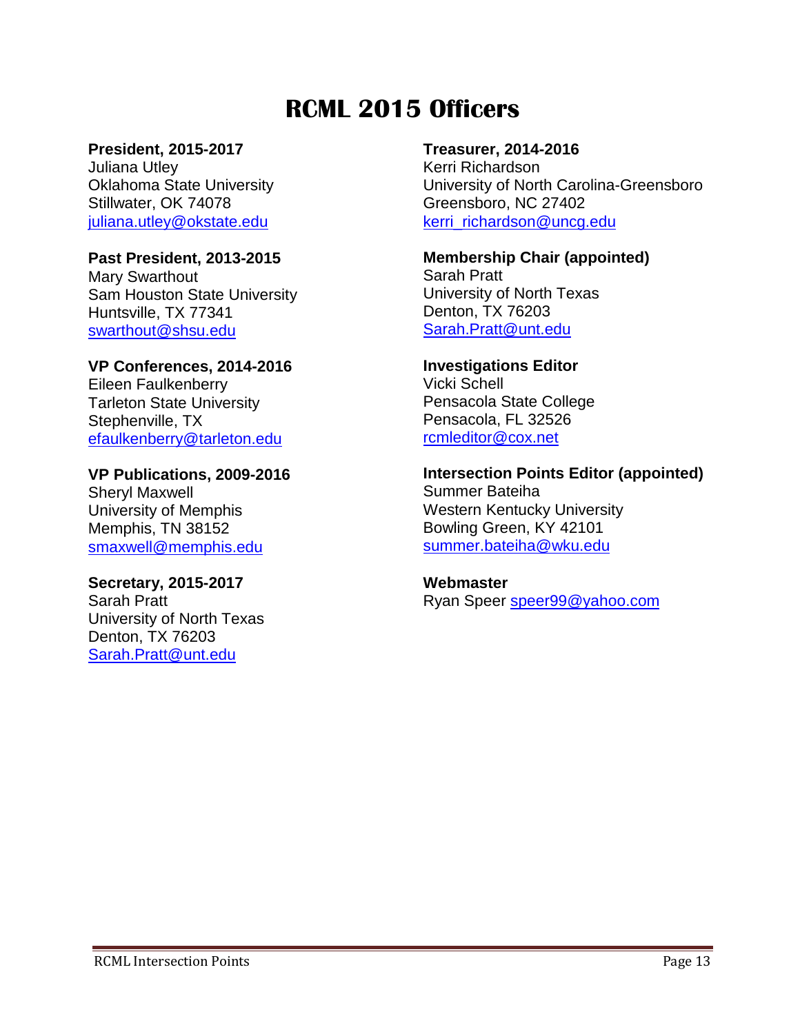# RCML 2015 Officers

**President, 2015-2017**
Juliana Utley
Oklahoma State University
Stillwater, OK 74078
juliana.utley@okstate.edu

**Past President, 2013-2015**
Mary Swarthout
Sam Houston State University
Huntsville, TX 77341
swarthout@shsu.edu

**VP Conferences, 2014-2016**
Eileen Faulkenberry
Tarleton State University
Stephenville, TX
efaulkenberry@tarleton.edu

**VP Publications, 2009-2016**
Sheryl Maxwell
University of Memphis
Memphis, TN 38152
smaxwell@memphis.edu

**Secretary, 2015-2017**
Sarah Pratt
University of North Texas
Denton, TX 76203
Sarah.Pratt@unt.edu

**Treasurer, 2014-2016**
Kerri Richardson
University of North Carolina-Greensboro
Greensboro, NC 27402
kerri_richardson@uncg.edu

**Membership Chair (appointed)**
Sarah Pratt
University of North Texas
Denton, TX 76203
Sarah.Pratt@unt.edu

**Investigations Editor**
Vicki Schell
Pensacola State College
Pensacola, FL 32526
rcmleditor@cox.net

**Intersection Points Editor (appointed)**
Summer Bateiha
Western Kentucky University
Bowling Green, KY 42101
summer.bateiha@wku.edu

**Webmaster**
Ryan Speer speer99@yahoo.com